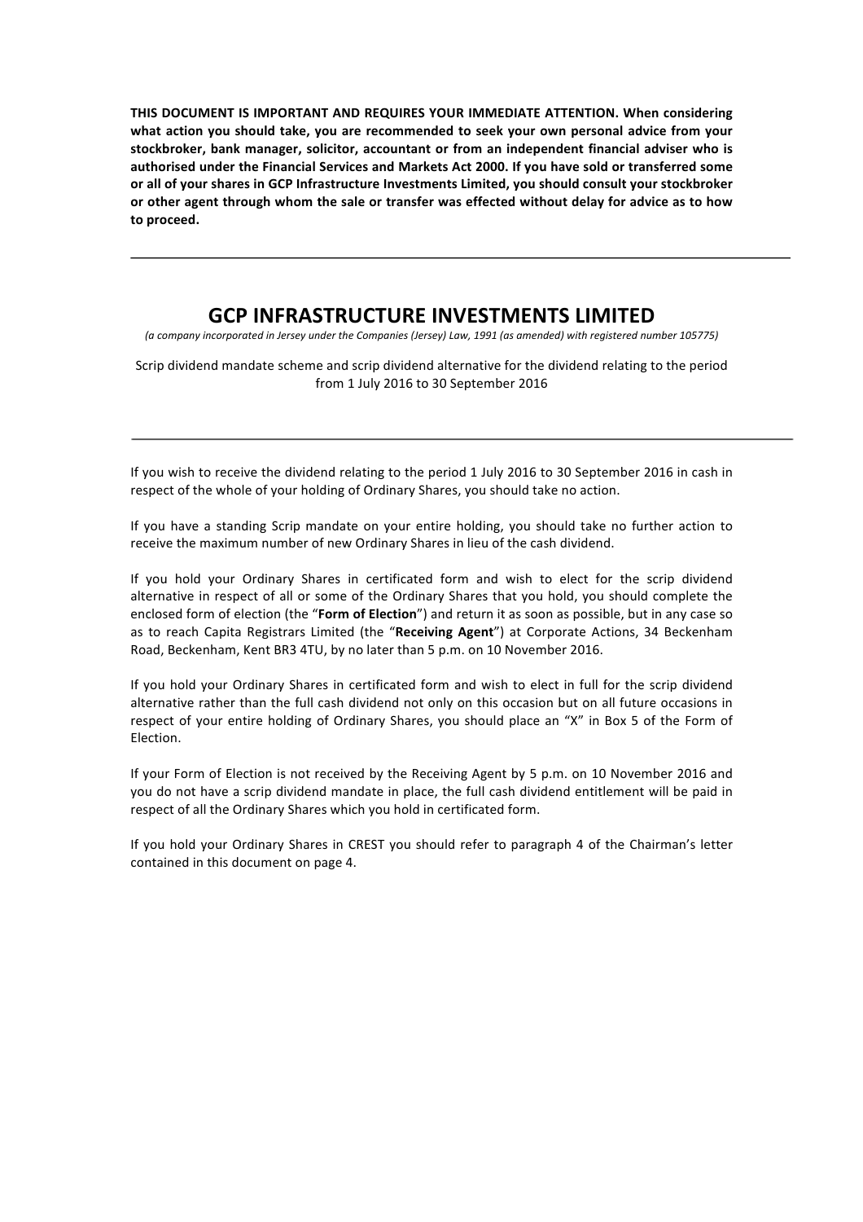**THIS DOCUMENT IS IMPORTANT AND REQUIRES YOUR IMMEDIATE ATTENTION. When considering what action you should take, you are recommended to seek your own personal advice from your stockbroker, bank manager, solicitor, accountant or from an independent financial adviser who is authorised under the Financial Services and Markets Act 2000. If you have sold or transferred some or all of your shares in GCP Infrastructure Investments Limited, you should consult your stockbroker or other agent through whom the sale or transfer was effected without delay for advice as to how to proceed.**

---

# GCP INFRASTRUCTURE INVESTMENTS LIMITED

*(a company incorporated in Jersey under the Companies (Jersey) Law, 1991 (as amended) with registered number 105775)*

Scrip dividend mandate scheme and scrip dividend alternative for the dividend relating to the period from 1 July 2016 to 30 September 2016

---

If you wish to receive the dividend relating to the period 1 July 2016 to 30 September 2016 in cash in respect of the whole of your holding of Ordinary Shares, you should take no action.

If you have a standing Scrip mandate on your entire holding, you should take no further action to receive the maximum number of new Ordinary Shares in lieu of the cash dividend.

If you hold your Ordinary Shares in certificated form and wish to elect for the scrip dividend alternative in respect of all or some of the Ordinary Shares that you hold, you should complete the enclosed form of election (the "**Form of Election**") and return it as soon as possible, but in any case so as to reach Capita Registrars Limited (the "**Receiving Agent**") at Corporate Actions, 34 Beckenham Road, Beckenham, Kent BR3 4TU, by no later than 5 p.m. on 10 November 2016.

If you hold your Ordinary Shares in certificated form and wish to elect in full for the scrip dividend alternative rather than the full cash dividend not only on this occasion but on all future occasions in respect of your entire holding of Ordinary Shares, you should place an "X" in Box 5 of the Form of Election.

If your Form of Election is not received by the Receiving Agent by 5 p.m. on 10 November 2016 and you do not have a scrip dividend mandate in place, the full cash dividend entitlement will be paid in respect of all the Ordinary Shares which you hold in certificated form.

If you hold your Ordinary Shares in CREST you should refer to paragraph 4 of the Chairman's letter contained in this document on page 4.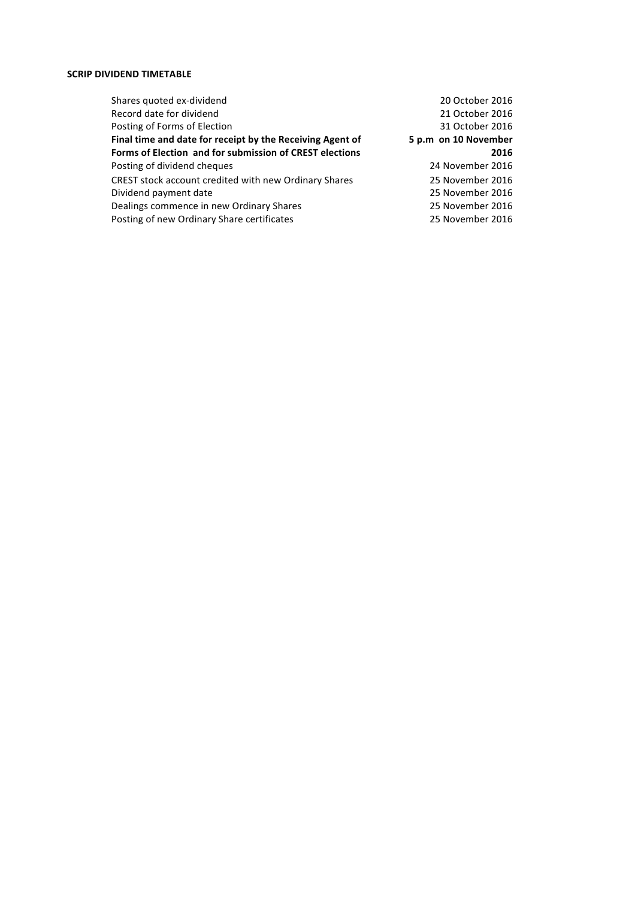**SCRIP DIVIDEND TIMETABLE**

| | |
|---|---|
| Shares quoted ex-dividend | 20 October 2016 |
| Record date for dividend | 21 October 2016 |
| Posting of Forms of Election | 31 October 2016 |
| **Final time and date for receipt by the Receiving Agent of Forms of Election and for submission of CREST elections** | **5 p.m on 10 November 2016** |
| Posting of dividend cheques | 24 November 2016 |
| CREST stock account credited with new Ordinary Shares | 25 November 2016 |
| Dividend payment date | 25 November 2016 |
| Dealings commence in new Ordinary Shares | 25 November 2016 |
| Posting of new Ordinary Share certificates | 25 November 2016 |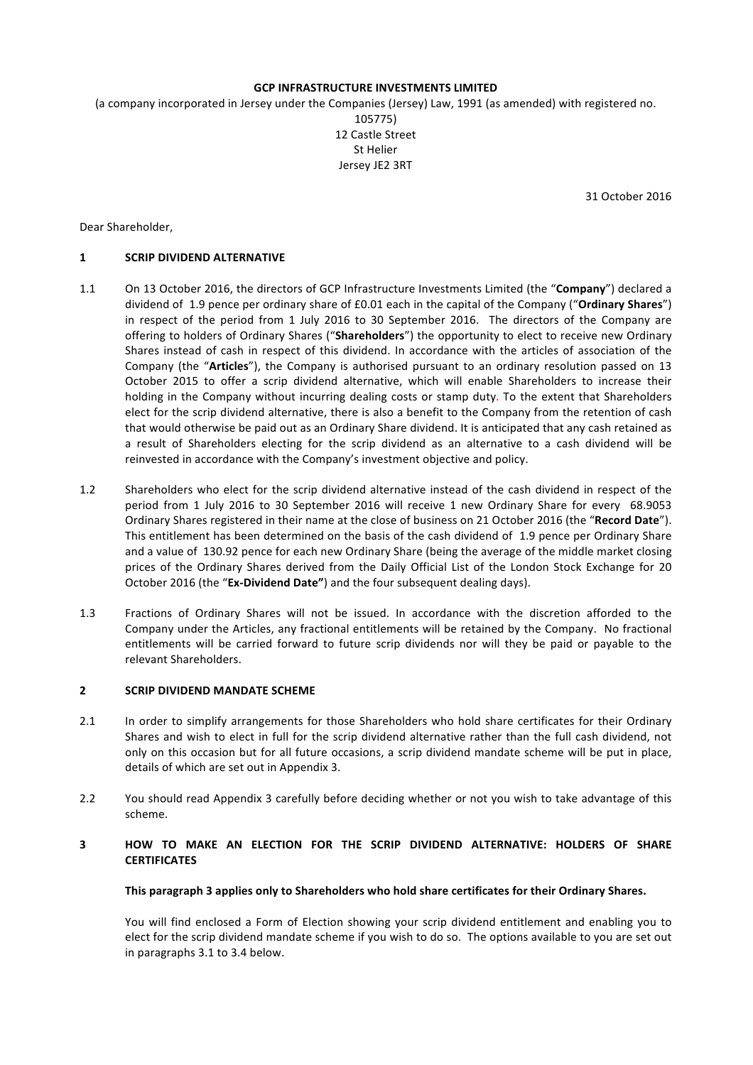**GCP INFRASTRUCTURE INVESTMENTS LIMITED**

(a company incorporated in Jersey under the Companies (Jersey) Law, 1991 (as amended) with registered no. 105775)
12 Castle Street
St Helier
Jersey JE2 3RT

31 October 2016

Dear Shareholder,

## 1 SCRIP DIVIDEND ALTERNATIVE

1.1 On 13 October 2016, the directors of GCP Infrastructure Investments Limited (the "**Company**") declared a dividend of 1.9 pence per ordinary share of £0.01 each in the capital of the Company ("**Ordinary Shares**") in respect of the period from 1 July 2016 to 30 September 2016. The directors of the Company are offering to holders of Ordinary Shares ("**Shareholders**") the opportunity to elect to receive new Ordinary Shares instead of cash in respect of this dividend. In accordance with the articles of association of the Company (the "**Articles**"), the Company is authorised pursuant to an ordinary resolution passed on 13 October 2015 to offer a scrip dividend alternative, which will enable Shareholders to increase their holding in the Company without incurring dealing costs or stamp duty. To the extent that Shareholders elect for the scrip dividend alternative, there is also a benefit to the Company from the retention of cash that would otherwise be paid out as an Ordinary Share dividend. It is anticipated that any cash retained as a result of Shareholders electing for the scrip dividend as an alternative to a cash dividend will be reinvested in accordance with the Company's investment objective and policy.

1.2 Shareholders who elect for the scrip dividend alternative instead of the cash dividend in respect of the period from 1 July 2016 to 30 September 2016 will receive 1 new Ordinary Share for every 68.9053 Ordinary Shares registered in their name at the close of business on 21 October 2016 (the "**Record Date**"). This entitlement has been determined on the basis of the cash dividend of 1.9 pence per Ordinary Share and a value of 130.92 pence for each new Ordinary Share (being the average of the middle market closing prices of the Ordinary Shares derived from the Daily Official List of the London Stock Exchange for 20 October 2016 (the "**Ex-Dividend Date"**) and the four subsequent dealing days).

1.3 Fractions of Ordinary Shares will not be issued. In accordance with the discretion afforded to the Company under the Articles, any fractional entitlements will be retained by the Company. No fractional entitlements will be carried forward to future scrip dividends nor will they be paid or payable to the relevant Shareholders.

## 2 SCRIP DIVIDEND MANDATE SCHEME

2.1 In order to simplify arrangements for those Shareholders who hold share certificates for their Ordinary Shares and wish to elect in full for the scrip dividend alternative rather than the full cash dividend, not only on this occasion but for all future occasions, a scrip dividend mandate scheme will be put in place, details of which are set out in Appendix 3.

2.2 You should read Appendix 3 carefully before deciding whether or not you wish to take advantage of this scheme.

## 3 HOW TO MAKE AN ELECTION FOR THE SCRIP DIVIDEND ALTERNATIVE: HOLDERS OF SHARE CERTIFICATES

**This paragraph 3 applies only to Shareholders who hold share certificates for their Ordinary Shares.**

You will find enclosed a Form of Election showing your scrip dividend entitlement and enabling you to elect for the scrip dividend mandate scheme if you wish to do so. The options available to you are set out in paragraphs 3.1 to 3.4 below.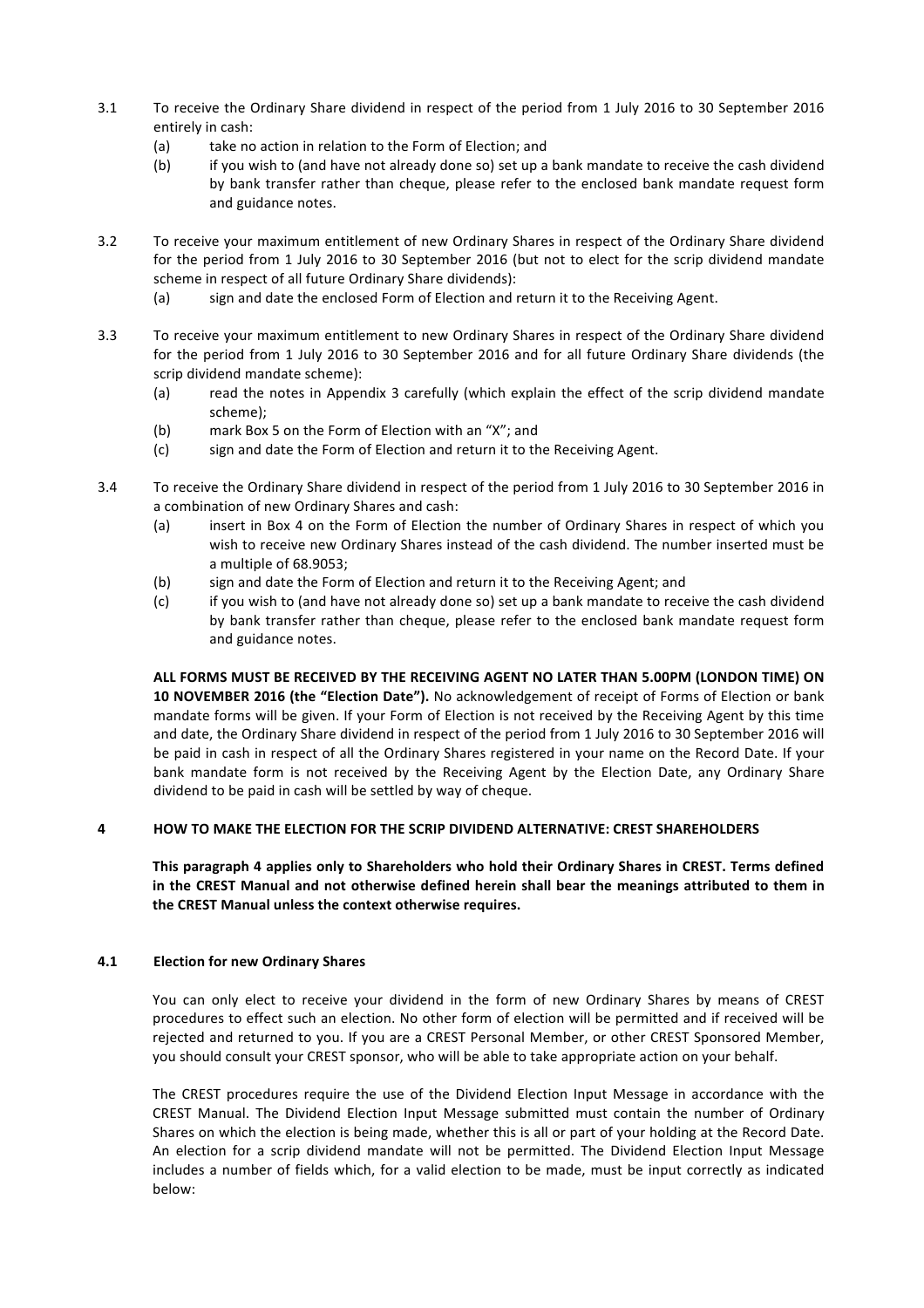3.1 To receive the Ordinary Share dividend in respect of the period from 1 July 2016 to 30 September 2016 entirely in cash:

   (a) take no action in relation to the Form of Election; and

   (b) if you wish to (and have not already done so) set up a bank mandate to receive the cash dividend by bank transfer rather than cheque, please refer to the enclosed bank mandate request form and guidance notes.

3.2 To receive your maximum entitlement of new Ordinary Shares in respect of the Ordinary Share dividend for the period from 1 July 2016 to 30 September 2016 (but not to elect for the scrip dividend mandate scheme in respect of all future Ordinary Share dividends):

   (a) sign and date the enclosed Form of Election and return it to the Receiving Agent.

3.3 To receive your maximum entitlement to new Ordinary Shares in respect of the Ordinary Share dividend for the period from 1 July 2016 to 30 September 2016 and for all future Ordinary Share dividends (the scrip dividend mandate scheme):

   (a) read the notes in Appendix 3 carefully (which explain the effect of the scrip dividend mandate scheme);

   (b) mark Box 5 on the Form of Election with an "X"; and

   (c) sign and date the Form of Election and return it to the Receiving Agent.

3.4 To receive the Ordinary Share dividend in respect of the period from 1 July 2016 to 30 September 2016 in a combination of new Ordinary Shares and cash:

   (a) insert in Box 4 on the Form of Election the number of Ordinary Shares in respect of which you wish to receive new Ordinary Shares instead of the cash dividend. The number inserted must be a multiple of 68.9053;

   (b) sign and date the Form of Election and return it to the Receiving Agent; and

   (c) if you wish to (and have not already done so) set up a bank mandate to receive the cash dividend by bank transfer rather than cheque, please refer to the enclosed bank mandate request form and guidance notes.

**ALL FORMS MUST BE RECEIVED BY THE RECEIVING AGENT NO LATER THAN 5.00PM (LONDON TIME) ON 10 NOVEMBER 2016 (the "Election Date").** No acknowledgement of receipt of Forms of Election or bank mandate forms will be given. If your Form of Election is not received by the Receiving Agent by this time and date, the Ordinary Share dividend in respect of the period from 1 July 2016 to 30 September 2016 will be paid in cash in respect of all the Ordinary Shares registered in your name on the Record Date. If your bank mandate form is not received by the Receiving Agent by the Election Date, any Ordinary Share dividend to be paid in cash will be settled by way of cheque.

## 4 HOW TO MAKE THE ELECTION FOR THE SCRIP DIVIDEND ALTERNATIVE: CREST SHAREHOLDERS

**This paragraph 4 applies only to Shareholders who hold their Ordinary Shares in CREST. Terms defined in the CREST Manual and not otherwise defined herein shall bear the meanings attributed to them in the CREST Manual unless the context otherwise requires.**

### 4.1 Election for new Ordinary Shares

You can only elect to receive your dividend in the form of new Ordinary Shares by means of CREST procedures to effect such an election. No other form of election will be permitted and if received will be rejected and returned to you. If you are a CREST Personal Member, or other CREST Sponsored Member, you should consult your CREST sponsor, who will be able to take appropriate action on your behalf.

The CREST procedures require the use of the Dividend Election Input Message in accordance with the CREST Manual. The Dividend Election Input Message submitted must contain the number of Ordinary Shares on which the election is being made, whether this is all or part of your holding at the Record Date. An election for a scrip dividend mandate will not be permitted. The Dividend Election Input Message includes a number of fields which, for a valid election to be made, must be input correctly as indicated below: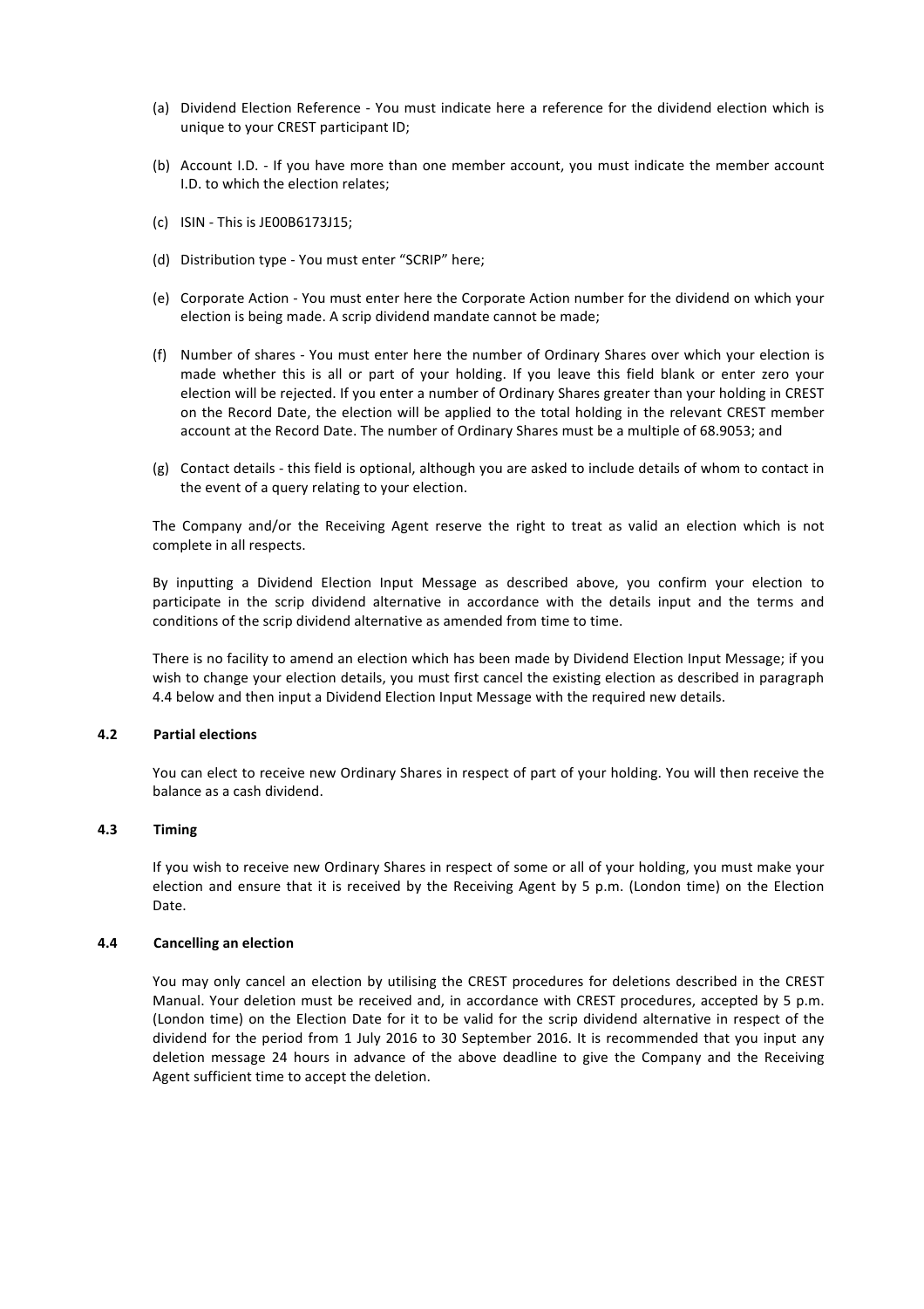(a) Dividend Election Reference - You must indicate here a reference for the dividend election which is unique to your CREST participant ID;

(b) Account I.D. - If you have more than one member account, you must indicate the member account I.D. to which the election relates;

(c) ISIN - This is JE00B6173J15;

(d) Distribution type - You must enter "SCRIP" here;

(e) Corporate Action - You must enter here the Corporate Action number for the dividend on which your election is being made. A scrip dividend mandate cannot be made;

(f) Number of shares - You must enter here the number of Ordinary Shares over which your election is made whether this is all or part of your holding. If you leave this field blank or enter zero your election will be rejected. If you enter a number of Ordinary Shares greater than your holding in CREST on the Record Date, the election will be applied to the total holding in the relevant CREST member account at the Record Date. The number of Ordinary Shares must be a multiple of 68.9053; and

(g) Contact details - this field is optional, although you are asked to include details of whom to contact in the event of a query relating to your election.

The Company and/or the Receiving Agent reserve the right to treat as valid an election which is not complete in all respects.

By inputting a Dividend Election Input Message as described above, you confirm your election to participate in the scrip dividend alternative in accordance with the details input and the terms and conditions of the scrip dividend alternative as amended from time to time.

There is no facility to amend an election which has been made by Dividend Election Input Message; if you wish to change your election details, you must first cancel the existing election as described in paragraph 4.4 below and then input a Dividend Election Input Message with the required new details.

### 4.2 Partial elections

You can elect to receive new Ordinary Shares in respect of part of your holding. You will then receive the balance as a cash dividend.

### 4.3 Timing

If you wish to receive new Ordinary Shares in respect of some or all of your holding, you must make your election and ensure that it is received by the Receiving Agent by 5 p.m. (London time) on the Election Date.

### 4.4 Cancelling an election

You may only cancel an election by utilising the CREST procedures for deletions described in the CREST Manual. Your deletion must be received and, in accordance with CREST procedures, accepted by 5 p.m. (London time) on the Election Date for it to be valid for the scrip dividend alternative in respect of the dividend for the period from 1 July 2016 to 30 September 2016. It is recommended that you input any deletion message 24 hours in advance of the above deadline to give the Company and the Receiving Agent sufficient time to accept the deletion.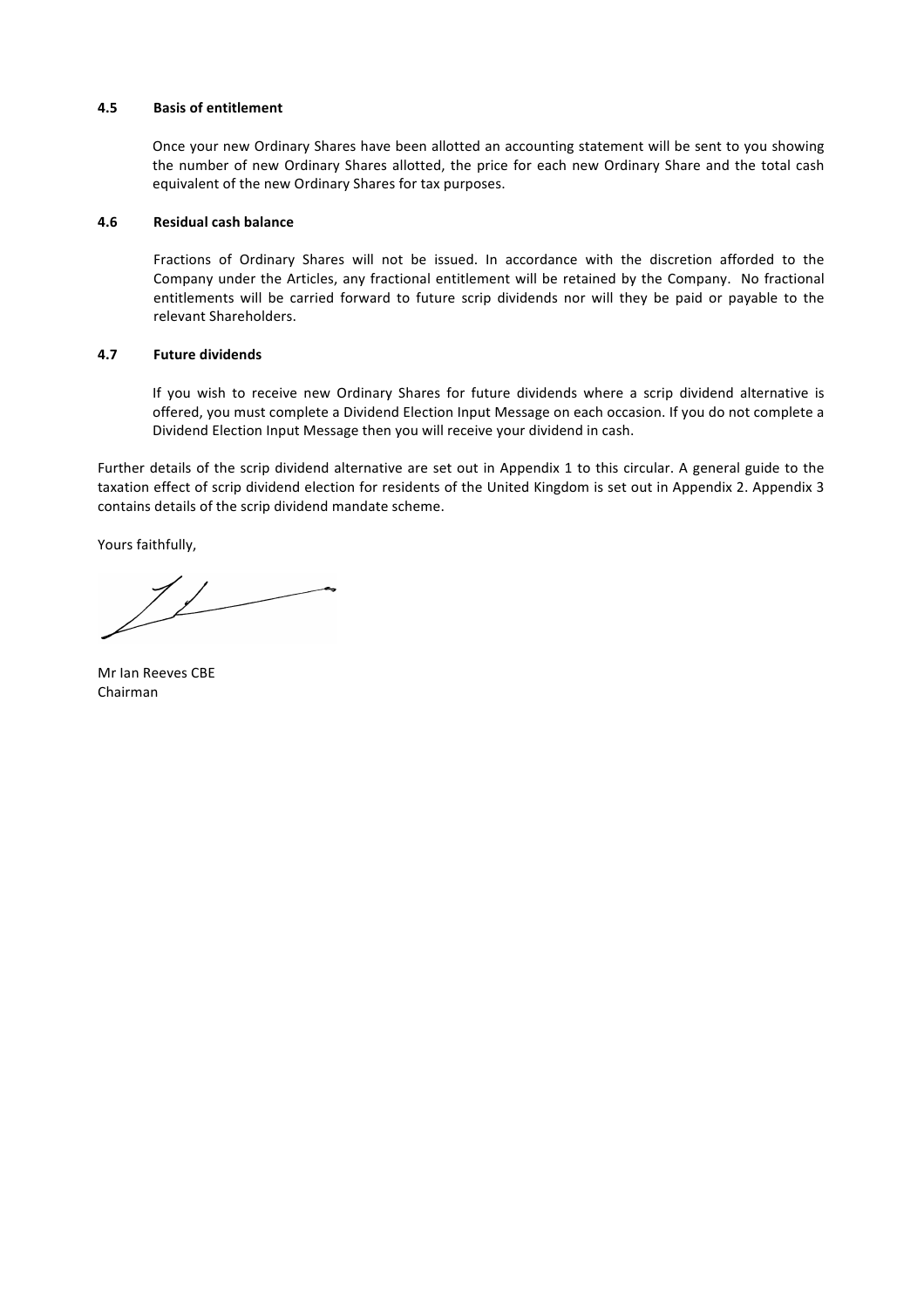#### 4.5 Basis of entitlement

Once your new Ordinary Shares have been allotted an accounting statement will be sent to you showing the number of new Ordinary Shares allotted, the price for each new Ordinary Share and the total cash equivalent of the new Ordinary Shares for tax purposes.

#### 4.6 Residual cash balance

Fractions of Ordinary Shares will not be issued. In accordance with the discretion afforded to the Company under the Articles, any fractional entitlement will be retained by the Company. No fractional entitlements will be carried forward to future scrip dividends nor will they be paid or payable to the relevant Shareholders.

#### 4.7 Future dividends

If you wish to receive new Ordinary Shares for future dividends where a scrip dividend alternative is offered, you must complete a Dividend Election Input Message on each occasion. If you do not complete a Dividend Election Input Message then you will receive your dividend in cash.

Further details of the scrip dividend alternative are set out in Appendix 1 to this circular. A general guide to the taxation effect of scrip dividend election for residents of the United Kingdom is set out in Appendix 2. Appendix 3 contains details of the scrip dividend mandate scheme.

Yours faithfully,

Mr Ian Reeves CBE
Chairman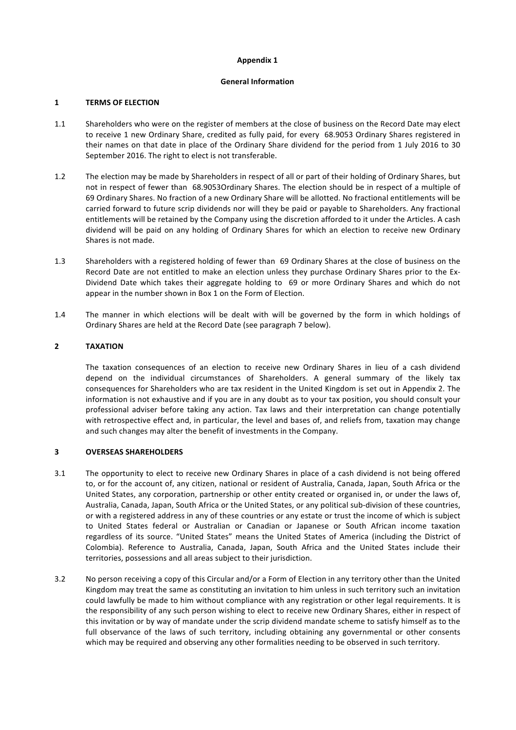**Appendix 1**

**General Information**

## 1 TERMS OF ELECTION

1.1 Shareholders who were on the register of members at the close of business on the Record Date may elect to receive 1 new Ordinary Share, credited as fully paid, for every 68.9053 Ordinary Shares registered in their names on that date in place of the Ordinary Share dividend for the period from 1 July 2016 to 30 September 2016. The right to elect is not transferable.

1.2 The election may be made by Shareholders in respect of all or part of their holding of Ordinary Shares, but not in respect of fewer than 68.9053Ordinary Shares. The election should be in respect of a multiple of 69 Ordinary Shares. No fraction of a new Ordinary Share will be allotted. No fractional entitlements will be carried forward to future scrip dividends nor will they be paid or payable to Shareholders. Any fractional entitlements will be retained by the Company using the discretion afforded to it under the Articles. A cash dividend will be paid on any holding of Ordinary Shares for which an election to receive new Ordinary Shares is not made.

1.3 Shareholders with a registered holding of fewer than 69 Ordinary Shares at the close of business on the Record Date are not entitled to make an election unless they purchase Ordinary Shares prior to the Ex-Dividend Date which takes their aggregate holding to 69 or more Ordinary Shares and which do not appear in the number shown in Box 1 on the Form of Election.

1.4 The manner in which elections will be dealt with will be governed by the form in which holdings of Ordinary Shares are held at the Record Date (see paragraph 7 below).

## 2 TAXATION

The taxation consequences of an election to receive new Ordinary Shares in lieu of a cash dividend depend on the individual circumstances of Shareholders. A general summary of the likely tax consequences for Shareholders who are tax resident in the United Kingdom is set out in Appendix 2. The information is not exhaustive and if you are in any doubt as to your tax position, you should consult your professional adviser before taking any action. Tax laws and their interpretation can change potentially with retrospective effect and, in particular, the level and bases of, and reliefs from, taxation may change and such changes may alter the benefit of investments in the Company.

## 3 OVERSEAS SHAREHOLDERS

3.1 The opportunity to elect to receive new Ordinary Shares in place of a cash dividend is not being offered to, or for the account of, any citizen, national or resident of Australia, Canada, Japan, South Africa or the United States, any corporation, partnership or other entity created or organised in, or under the laws of, Australia, Canada, Japan, South Africa or the United States, or any political sub-division of these countries, or with a registered address in any of these countries or any estate or trust the income of which is subject to United States federal or Australian or Canadian or Japanese or South African income taxation regardless of its source. "United States" means the United States of America (including the District of Colombia). Reference to Australia, Canada, Japan, South Africa and the United States include their territories, possessions and all areas subject to their jurisdiction.

3.2 No person receiving a copy of this Circular and/or a Form of Election in any territory other than the United Kingdom may treat the same as constituting an invitation to him unless in such territory such an invitation could lawfully be made to him without compliance with any registration or other legal requirements. It is the responsibility of any such person wishing to elect to receive new Ordinary Shares, either in respect of this invitation or by way of mandate under the scrip dividend mandate scheme to satisfy himself as to the full observance of the laws of such territory, including obtaining any governmental or other consents which may be required and observing any other formalities needing to be observed in such territory.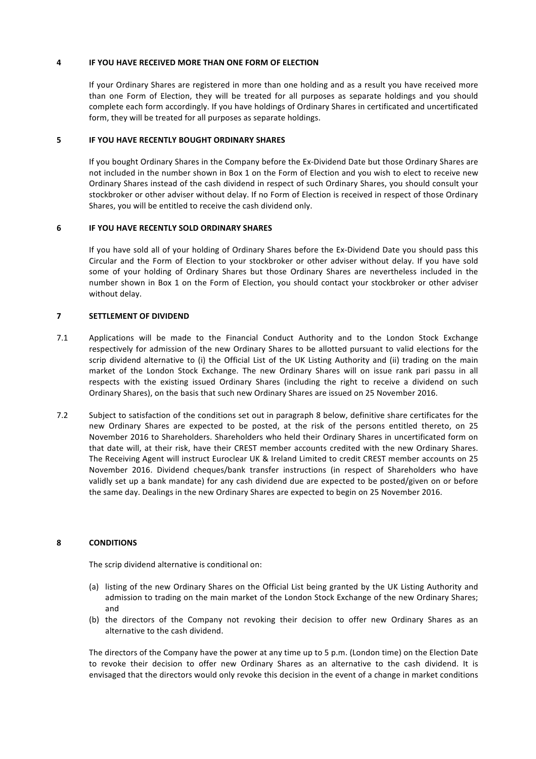## 4 IF YOU HAVE RECEIVED MORE THAN ONE FORM OF ELECTION

If your Ordinary Shares are registered in more than one holding and as a result you have received more than one Form of Election, they will be treated for all purposes as separate holdings and you should complete each form accordingly. If you have holdings of Ordinary Shares in certificated and uncertificated form, they will be treated for all purposes as separate holdings.

## 5 IF YOU HAVE RECENTLY BOUGHT ORDINARY SHARES

If you bought Ordinary Shares in the Company before the Ex-Dividend Date but those Ordinary Shares are not included in the number shown in Box 1 on the Form of Election and you wish to elect to receive new Ordinary Shares instead of the cash dividend in respect of such Ordinary Shares, you should consult your stockbroker or other adviser without delay. If no Form of Election is received in respect of those Ordinary Shares, you will be entitled to receive the cash dividend only.

## 6 IF YOU HAVE RECENTLY SOLD ORDINARY SHARES

If you have sold all of your holding of Ordinary Shares before the Ex-Dividend Date you should pass this Circular and the Form of Election to your stockbroker or other adviser without delay. If you have sold some of your holding of Ordinary Shares but those Ordinary Shares are nevertheless included in the number shown in Box 1 on the Form of Election, you should contact your stockbroker or other adviser without delay.

## 7 SETTLEMENT OF DIVIDEND

7.1 Applications will be made to the Financial Conduct Authority and to the London Stock Exchange respectively for admission of the new Ordinary Shares to be allotted pursuant to valid elections for the scrip dividend alternative to (i) the Official List of the UK Listing Authority and (ii) trading on the main market of the London Stock Exchange. The new Ordinary Shares will on issue rank pari passu in all respects with the existing issued Ordinary Shares (including the right to receive a dividend on such Ordinary Shares), on the basis that such new Ordinary Shares are issued on 25 November 2016.

7.2 Subject to satisfaction of the conditions set out in paragraph 8 below, definitive share certificates for the new Ordinary Shares are expected to be posted, at the risk of the persons entitled thereto, on 25 November 2016 to Shareholders. Shareholders who held their Ordinary Shares in uncertificated form on that date will, at their risk, have their CREST member accounts credited with the new Ordinary Shares. The Receiving Agent will instruct Euroclear UK & Ireland Limited to credit CREST member accounts on 25 November 2016. Dividend cheques/bank transfer instructions (in respect of Shareholders who have validly set up a bank mandate) for any cash dividend due are expected to be posted/given on or before the same day. Dealings in the new Ordinary Shares are expected to begin on 25 November 2016.

## 8 CONDITIONS

The scrip dividend alternative is conditional on:

(a) listing of the new Ordinary Shares on the Official List being granted by the UK Listing Authority and admission to trading on the main market of the London Stock Exchange of the new Ordinary Shares; and

(b) the directors of the Company not revoking their decision to offer new Ordinary Shares as an alternative to the cash dividend.

The directors of the Company have the power at any time up to 5 p.m. (London time) on the Election Date to revoke their decision to offer new Ordinary Shares as an alternative to the cash dividend. It is envisaged that the directors would only revoke this decision in the event of a change in market conditions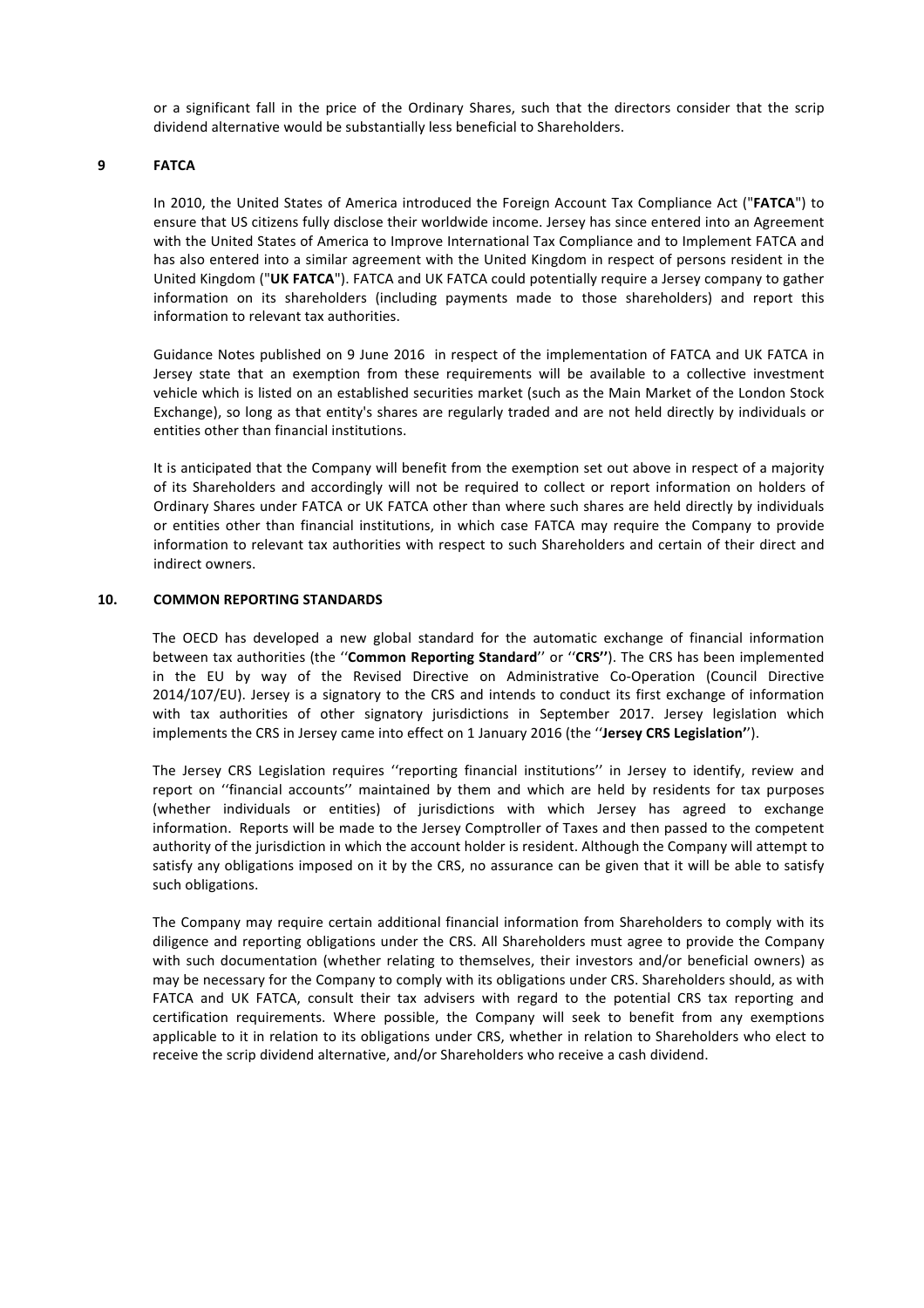or a significant fall in the price of the Ordinary Shares, such that the directors consider that the scrip dividend alternative would be substantially less beneficial to Shareholders.

## 9 FATCA

In 2010, the United States of America introduced the Foreign Account Tax Compliance Act ("**FATCA**") to ensure that US citizens fully disclose their worldwide income. Jersey has since entered into an Agreement with the United States of America to Improve International Tax Compliance and to Implement FATCA and has also entered into a similar agreement with the United Kingdom in respect of persons resident in the United Kingdom ("**UK FATCA**"). FATCA and UK FATCA could potentially require a Jersey company to gather information on its shareholders (including payments made to those shareholders) and report this information to relevant tax authorities.

Guidance Notes published on 9 June 2016 in respect of the implementation of FATCA and UK FATCA in Jersey state that an exemption from these requirements will be available to a collective investment vehicle which is listed on an established securities market (such as the Main Market of the London Stock Exchange), so long as that entity's shares are regularly traded and are not held directly by individuals or entities other than financial institutions.

It is anticipated that the Company will benefit from the exemption set out above in respect of a majority of its Shareholders and accordingly will not be required to collect or report information on holders of Ordinary Shares under FATCA or UK FATCA other than where such shares are held directly by individuals or entities other than financial institutions, in which case FATCA may require the Company to provide information to relevant tax authorities with respect to such Shareholders and certain of their direct and indirect owners.

## 10. COMMON REPORTING STANDARDS

The OECD has developed a new global standard for the automatic exchange of financial information between tax authorities (the ''**Common Reporting Standard**'' or ''**CRS''**). The CRS has been implemented in the EU by way of the Revised Directive on Administrative Co-Operation (Council Directive 2014/107/EU). Jersey is a signatory to the CRS and intends to conduct its first exchange of information with tax authorities of other signatory jurisdictions in September 2017. Jersey legislation which implements the CRS in Jersey came into effect on 1 January 2016 (the ''**Jersey CRS Legislation''**).

The Jersey CRS Legislation requires ''reporting financial institutions'' in Jersey to identify, review and report on ''financial accounts'' maintained by them and which are held by residents for tax purposes (whether individuals or entities) of jurisdictions with which Jersey has agreed to exchange information. Reports will be made to the Jersey Comptroller of Taxes and then passed to the competent authority of the jurisdiction in which the account holder is resident. Although the Company will attempt to satisfy any obligations imposed on it by the CRS, no assurance can be given that it will be able to satisfy such obligations.

The Company may require certain additional financial information from Shareholders to comply with its diligence and reporting obligations under the CRS. All Shareholders must agree to provide the Company with such documentation (whether relating to themselves, their investors and/or beneficial owners) as may be necessary for the Company to comply with its obligations under CRS. Shareholders should, as with FATCA and UK FATCA, consult their tax advisers with regard to the potential CRS tax reporting and certification requirements. Where possible, the Company will seek to benefit from any exemptions applicable to it in relation to its obligations under CRS, whether in relation to Shareholders who elect to receive the scrip dividend alternative, and/or Shareholders who receive a cash dividend.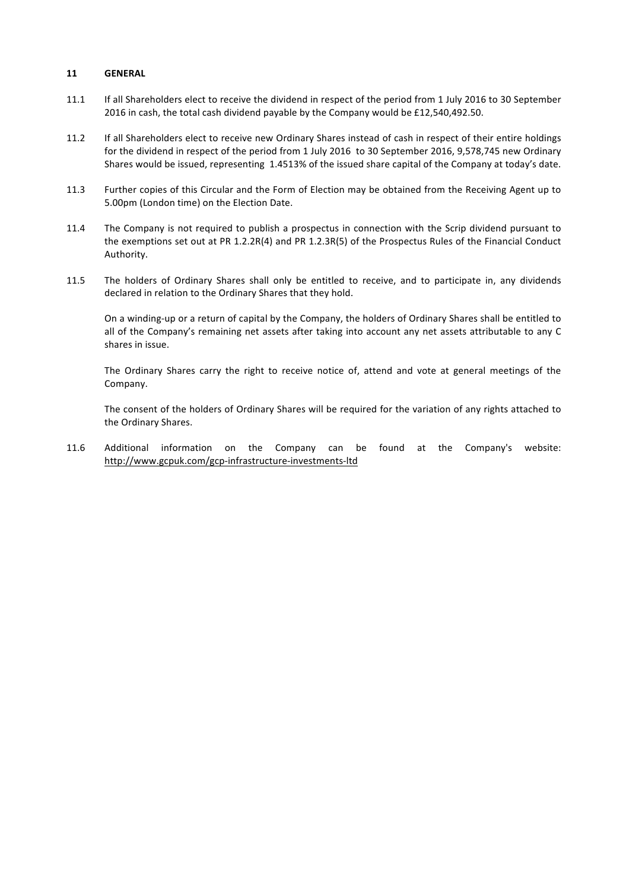## 11 GENERAL

11.1 If all Shareholders elect to receive the dividend in respect of the period from 1 July 2016 to 30 September 2016 in cash, the total cash dividend payable by the Company would be £12,540,492.50.

11.2 If all Shareholders elect to receive new Ordinary Shares instead of cash in respect of their entire holdings for the dividend in respect of the period from 1 July 2016 to 30 September 2016, 9,578,745 new Ordinary Shares would be issued, representing 1.4513% of the issued share capital of the Company at today's date.

11.3 Further copies of this Circular and the Form of Election may be obtained from the Receiving Agent up to 5.00pm (London time) on the Election Date.

11.4 The Company is not required to publish a prospectus in connection with the Scrip dividend pursuant to the exemptions set out at PR 1.2.2R(4) and PR 1.2.3R(5) of the Prospectus Rules of the Financial Conduct Authority.

11.5 The holders of Ordinary Shares shall only be entitled to receive, and to participate in, any dividends declared in relation to the Ordinary Shares that they hold.

On a winding-up or a return of capital by the Company, the holders of Ordinary Shares shall be entitled to all of the Company's remaining net assets after taking into account any net assets attributable to any C shares in issue.

The Ordinary Shares carry the right to receive notice of, attend and vote at general meetings of the Company.

The consent of the holders of Ordinary Shares will be required for the variation of any rights attached to the Ordinary Shares.

11.6 Additional information on the Company can be found at the Company's website: http://www.gcpuk.com/gcp-infrastructure-investments-ltd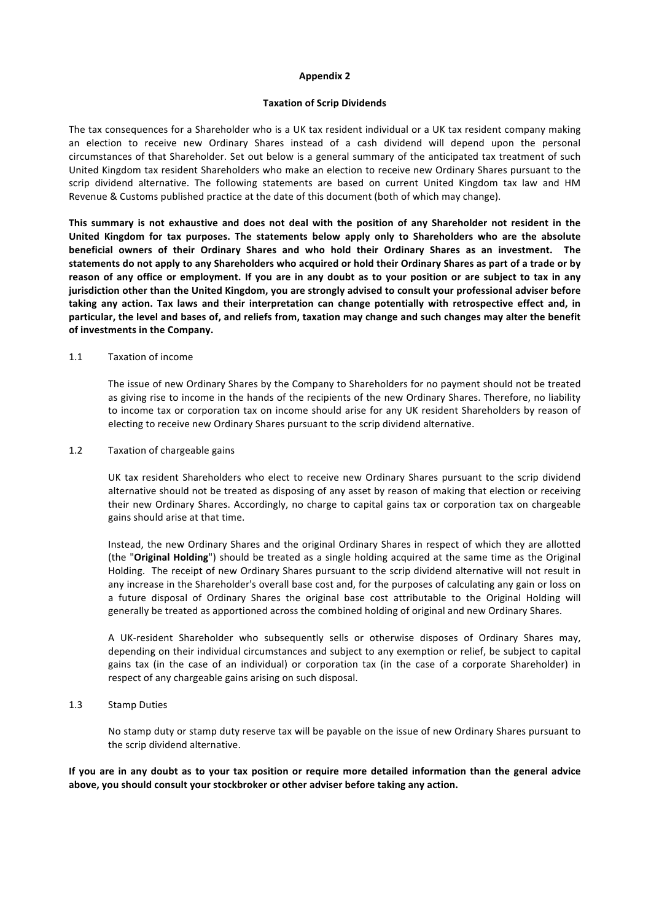## Appendix 2

### Taxation of Scrip Dividends

The tax consequences for a Shareholder who is a UK tax resident individual or a UK tax resident company making an election to receive new Ordinary Shares instead of a cash dividend will depend upon the personal circumstances of that Shareholder. Set out below is a general summary of the anticipated tax treatment of such United Kingdom tax resident Shareholders who make an election to receive new Ordinary Shares pursuant to the scrip dividend alternative. The following statements are based on current United Kingdom tax law and HM Revenue & Customs published practice at the date of this document (both of which may change).

**This summary is not exhaustive and does not deal with the position of any Shareholder not resident in the United Kingdom for tax purposes. The statements below apply only to Shareholders who are the absolute beneficial owners of their Ordinary Shares and who hold their Ordinary Shares as an investment. The statements do not apply to any Shareholders who acquired or hold their Ordinary Shares as part of a trade or by reason of any office or employment. If you are in any doubt as to your position or are subject to tax in any jurisdiction other than the United Kingdom, you are strongly advised to consult your professional adviser before taking any action. Tax laws and their interpretation can change potentially with retrospective effect and, in particular, the level and bases of, and reliefs from, taxation may change and such changes may alter the benefit of investments in the Company.**

1.1 Taxation of income

The issue of new Ordinary Shares by the Company to Shareholders for no payment should not be treated as giving rise to income in the hands of the recipients of the new Ordinary Shares. Therefore, no liability to income tax or corporation tax on income should arise for any UK resident Shareholders by reason of electing to receive new Ordinary Shares pursuant to the scrip dividend alternative.

1.2 Taxation of chargeable gains

UK tax resident Shareholders who elect to receive new Ordinary Shares pursuant to the scrip dividend alternative should not be treated as disposing of any asset by reason of making that election or receiving their new Ordinary Shares. Accordingly, no charge to capital gains tax or corporation tax on chargeable gains should arise at that time.

Instead, the new Ordinary Shares and the original Ordinary Shares in respect of which they are allotted (the "**Original Holding**") should be treated as a single holding acquired at the same time as the Original Holding. The receipt of new Ordinary Shares pursuant to the scrip dividend alternative will not result in any increase in the Shareholder's overall base cost and, for the purposes of calculating any gain or loss on a future disposal of Ordinary Shares the original base cost attributable to the Original Holding will generally be treated as apportioned across the combined holding of original and new Ordinary Shares.

A UK-resident Shareholder who subsequently sells or otherwise disposes of Ordinary Shares may, depending on their individual circumstances and subject to any exemption or relief, be subject to capital gains tax (in the case of an individual) or corporation tax (in the case of a corporate Shareholder) in respect of any chargeable gains arising on such disposal.

1.3 Stamp Duties

No stamp duty or stamp duty reserve tax will be payable on the issue of new Ordinary Shares pursuant to the scrip dividend alternative.

**If you are in any doubt as to your tax position or require more detailed information than the general advice above, you should consult your stockbroker or other adviser before taking any action.**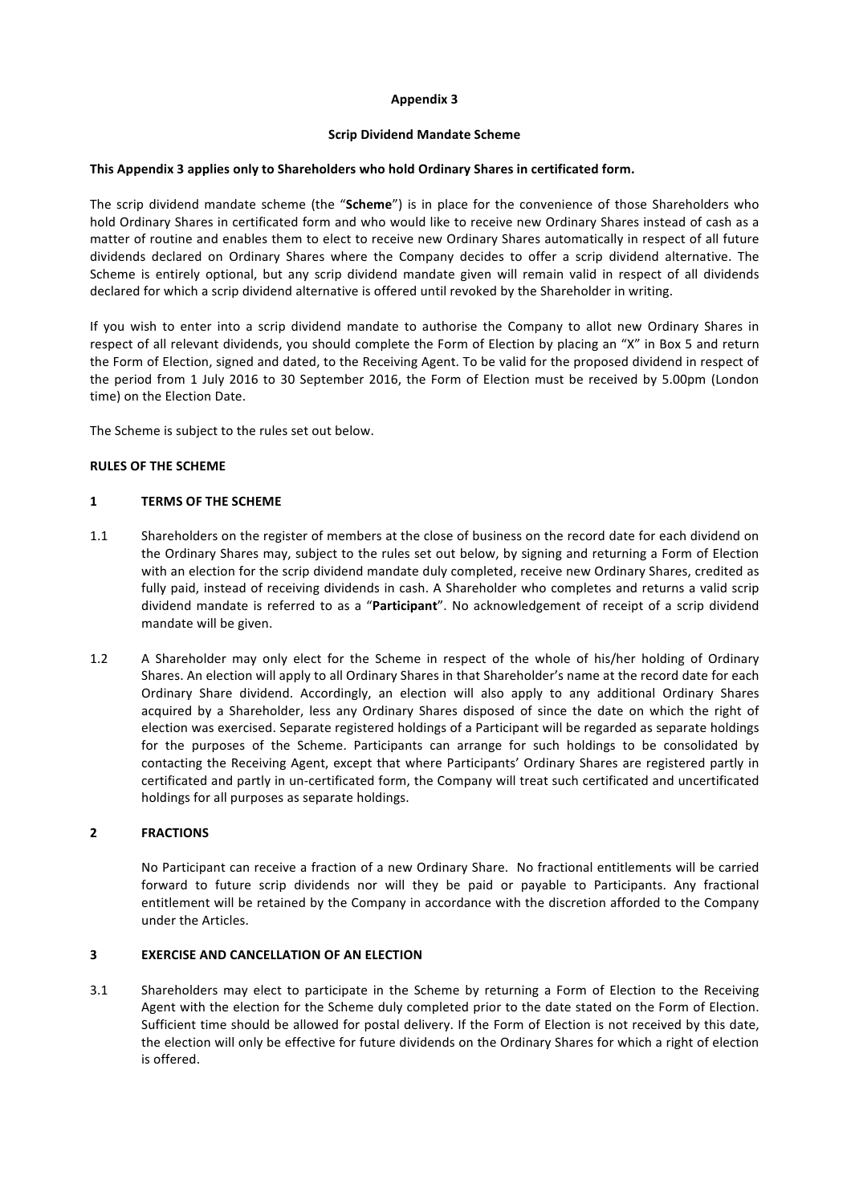**Appendix 3**

**Scrip Dividend Mandate Scheme**

**This Appendix 3 applies only to Shareholders who hold Ordinary Shares in certificated form.**

The scrip dividend mandate scheme (the "**Scheme**") is in place for the convenience of those Shareholders who hold Ordinary Shares in certificated form and who would like to receive new Ordinary Shares instead of cash as a matter of routine and enables them to elect to receive new Ordinary Shares automatically in respect of all future dividends declared on Ordinary Shares where the Company decides to offer a scrip dividend alternative. The Scheme is entirely optional, but any scrip dividend mandate given will remain valid in respect of all dividends declared for which a scrip dividend alternative is offered until revoked by the Shareholder in writing.

If you wish to enter into a scrip dividend mandate to authorise the Company to allot new Ordinary Shares in respect of all relevant dividends, you should complete the Form of Election by placing an "X" in Box 5 and return the Form of Election, signed and dated, to the Receiving Agent. To be valid for the proposed dividend in respect of the period from 1 July 2016 to 30 September 2016, the Form of Election must be received by 5.00pm (London time) on the Election Date.

The Scheme is subject to the rules set out below.

**RULES OF THE SCHEME**

**1 TERMS OF THE SCHEME**

1.1 Shareholders on the register of members at the close of business on the record date for each dividend on the Ordinary Shares may, subject to the rules set out below, by signing and returning a Form of Election with an election for the scrip dividend mandate duly completed, receive new Ordinary Shares, credited as fully paid, instead of receiving dividends in cash. A Shareholder who completes and returns a valid scrip dividend mandate is referred to as a "**Participant**". No acknowledgement of receipt of a scrip dividend mandate will be given.

1.2 A Shareholder may only elect for the Scheme in respect of the whole of his/her holding of Ordinary Shares. An election will apply to all Ordinary Shares in that Shareholder's name at the record date for each Ordinary Share dividend. Accordingly, an election will also apply to any additional Ordinary Shares acquired by a Shareholder, less any Ordinary Shares disposed of since the date on which the right of election was exercised. Separate registered holdings of a Participant will be regarded as separate holdings for the purposes of the Scheme. Participants can arrange for such holdings to be consolidated by contacting the Receiving Agent, except that where Participants' Ordinary Shares are registered partly in certificated and partly in un-certificated form, the Company will treat such certificated and uncertificated holdings for all purposes as separate holdings.

**2 FRACTIONS**

No Participant can receive a fraction of a new Ordinary Share. No fractional entitlements will be carried forward to future scrip dividends nor will they be paid or payable to Participants. Any fractional entitlement will be retained by the Company in accordance with the discretion afforded to the Company under the Articles.

**3 EXERCISE AND CANCELLATION OF AN ELECTION**

3.1 Shareholders may elect to participate in the Scheme by returning a Form of Election to the Receiving Agent with the election for the Scheme duly completed prior to the date stated on the Form of Election. Sufficient time should be allowed for postal delivery. If the Form of Election is not received by this date, the election will only be effective for future dividends on the Ordinary Shares for which a right of election is offered.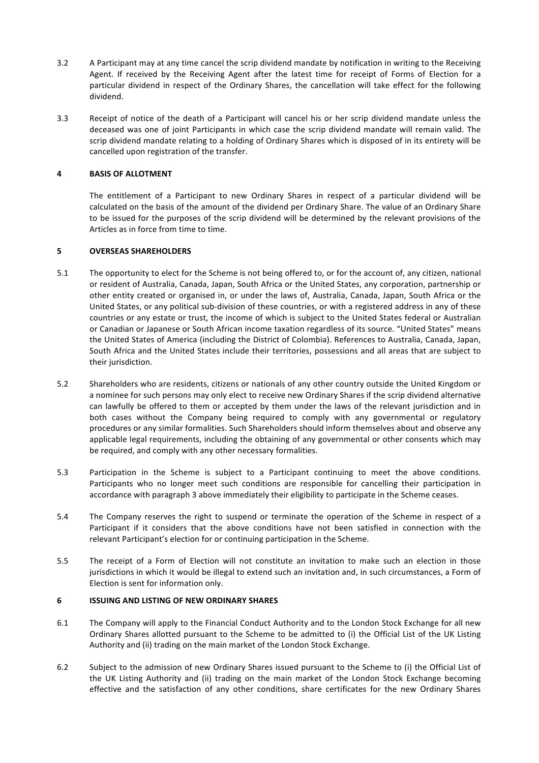3.2 A Participant may at any time cancel the scrip dividend mandate by notification in writing to the Receiving Agent. If received by the Receiving Agent after the latest time for receipt of Forms of Election for a particular dividend in respect of the Ordinary Shares, the cancellation will take effect for the following dividend.

3.3 Receipt of notice of the death of a Participant will cancel his or her scrip dividend mandate unless the deceased was one of joint Participants in which case the scrip dividend mandate will remain valid. The scrip dividend mandate relating to a holding of Ordinary Shares which is disposed of in its entirety will be cancelled upon registration of the transfer.

## 4 BASIS OF ALLOTMENT

The entitlement of a Participant to new Ordinary Shares in respect of a particular dividend will be calculated on the basis of the amount of the dividend per Ordinary Share. The value of an Ordinary Share to be issued for the purposes of the scrip dividend will be determined by the relevant provisions of the Articles as in force from time to time.

## 5 OVERSEAS SHAREHOLDERS

5.1 The opportunity to elect for the Scheme is not being offered to, or for the account of, any citizen, national or resident of Australia, Canada, Japan, South Africa or the United States, any corporation, partnership or other entity created or organised in, or under the laws of, Australia, Canada, Japan, South Africa or the United States, or any political sub-division of these countries, or with a registered address in any of these countries or any estate or trust, the income of which is subject to the United States federal or Australian or Canadian or Japanese or South African income taxation regardless of its source. "United States" means the United States of America (including the District of Colombia). References to Australia, Canada, Japan, South Africa and the United States include their territories, possessions and all areas that are subject to their jurisdiction.

5.2 Shareholders who are residents, citizens or nationals of any other country outside the United Kingdom or a nominee for such persons may only elect to receive new Ordinary Shares if the scrip dividend alternative can lawfully be offered to them or accepted by them under the laws of the relevant jurisdiction and in both cases without the Company being required to comply with any governmental or regulatory procedures or any similar formalities. Such Shareholders should inform themselves about and observe any applicable legal requirements, including the obtaining of any governmental or other consents which may be required, and comply with any other necessary formalities.

5.3 Participation in the Scheme is subject to a Participant continuing to meet the above conditions. Participants who no longer meet such conditions are responsible for cancelling their participation in accordance with paragraph 3 above immediately their eligibility to participate in the Scheme ceases.

5.4 The Company reserves the right to suspend or terminate the operation of the Scheme in respect of a Participant if it considers that the above conditions have not been satisfied in connection with the relevant Participant's election for or continuing participation in the Scheme.

5.5 The receipt of a Form of Election will not constitute an invitation to make such an election in those jurisdictions in which it would be illegal to extend such an invitation and, in such circumstances, a Form of Election is sent for information only.

## 6 ISSUING AND LISTING OF NEW ORDINARY SHARES

6.1 The Company will apply to the Financial Conduct Authority and to the London Stock Exchange for all new Ordinary Shares allotted pursuant to the Scheme to be admitted to (i) the Official List of the UK Listing Authority and (ii) trading on the main market of the London Stock Exchange.

6.2 Subject to the admission of new Ordinary Shares issued pursuant to the Scheme to (i) the Official List of the UK Listing Authority and (ii) trading on the main market of the London Stock Exchange becoming effective and the satisfaction of any other conditions, share certificates for the new Ordinary Shares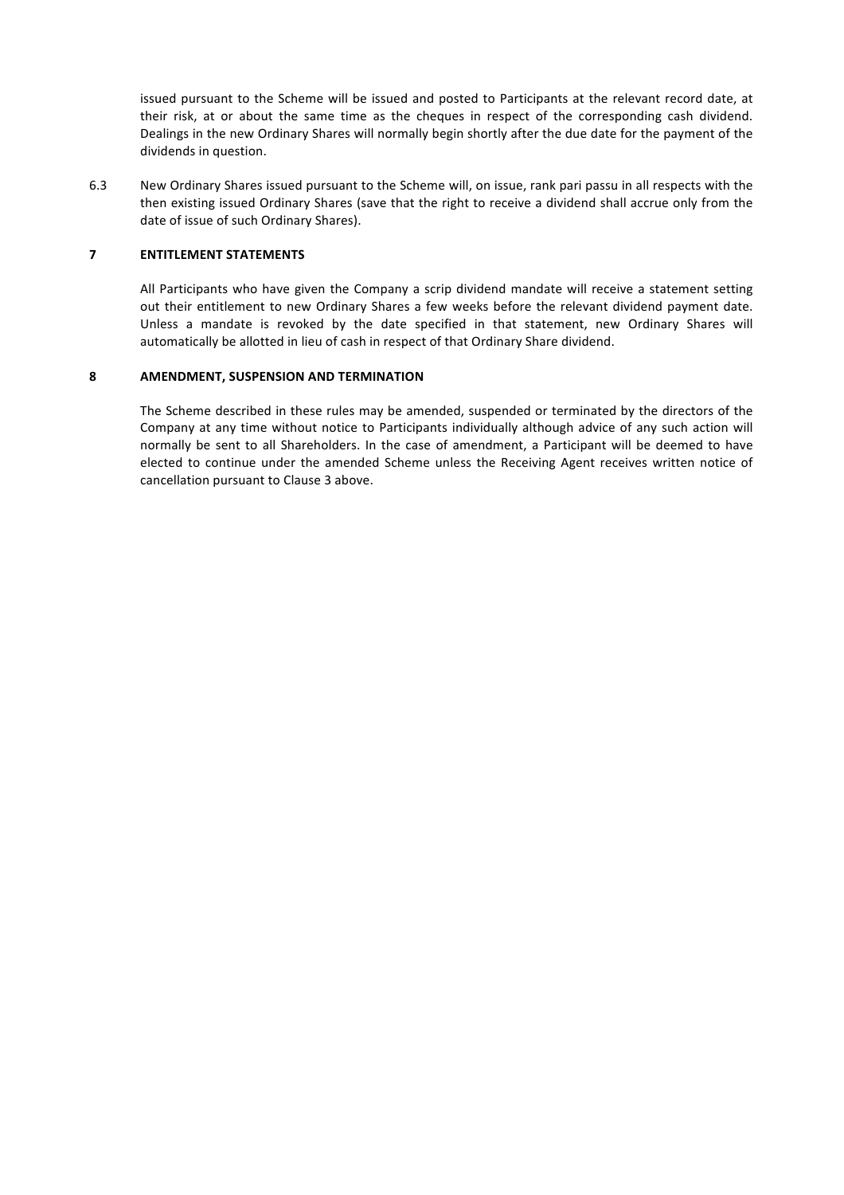issued pursuant to the Scheme will be issued and posted to Participants at the relevant record date, at their risk, at or about the same time as the cheques in respect of the corresponding cash dividend. Dealings in the new Ordinary Shares will normally begin shortly after the due date for the payment of the dividends in question.

6.3 New Ordinary Shares issued pursuant to the Scheme will, on issue, rank pari passu in all respects with the then existing issued Ordinary Shares (save that the right to receive a dividend shall accrue only from the date of issue of such Ordinary Shares).

## 7 ENTITLEMENT STATEMENTS

All Participants who have given the Company a scrip dividend mandate will receive a statement setting out their entitlement to new Ordinary Shares a few weeks before the relevant dividend payment date. Unless a mandate is revoked by the date specified in that statement, new Ordinary Shares will automatically be allotted in lieu of cash in respect of that Ordinary Share dividend.

## 8 AMENDMENT, SUSPENSION AND TERMINATION

The Scheme described in these rules may be amended, suspended or terminated by the directors of the Company at any time without notice to Participants individually although advice of any such action will normally be sent to all Shareholders. In the case of amendment, a Participant will be deemed to have elected to continue under the amended Scheme unless the Receiving Agent receives written notice of cancellation pursuant to Clause 3 above.